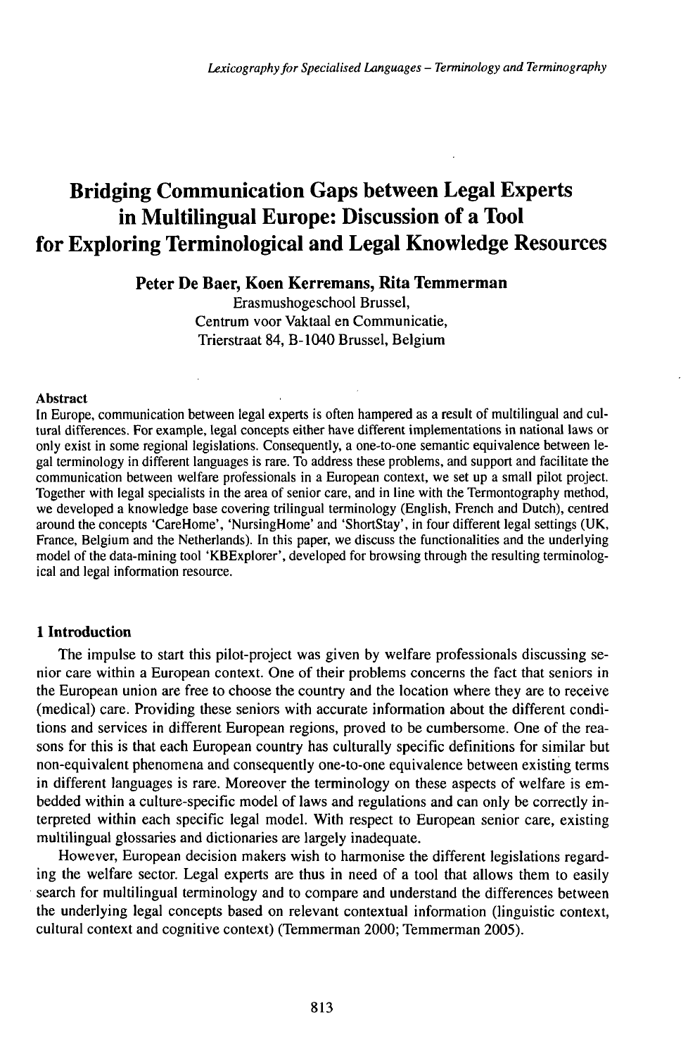# Bridging Communication Gaps between Legal Experts in Multilingual Europe: Discussion of a Tool for Exploring Terminological and Legal Knowledge Resources

**Peter De Baer, Koen Kerremans, Rita Temmerman**

Erasmushogeschool Brussel,
Centrum voor Vaktaal en Communicatie,
Trierstraat 84, B-1040 Brussel, Belgium

**Abstract**

In Europe, communication between legal experts is often hampered as a result of multilingual and cultural differences. For example, legal concepts either have different implementations in national laws or only exist in some regional legislations. Consequently, a one-to-one semantic equivalence between legal terminology in different languages is rare. To address these problems, and support and facilitate the communication between welfare professionals in a European context, we set up a small pilot project. Together with legal specialists in the area of senior care, and in line with the Termontography method, we developed a knowledge base covering trilingual terminology (English, French and Dutch), centred around the concepts 'CareHome', 'NursingHome' and 'ShortStay', in four different legal settings (UK, France, Belgium and the Netherlands). In this paper, we discuss the functionalities and the underlying model of the data-mining tool 'KBExplorer', developed for browsing through the resulting terminological and legal information resource.

## 1 Introduction

The impulse to start this pilot-project was given by welfare professionals discussing senior care within a European context. One of their problems concerns the fact that seniors in the European union are free to choose the country and the location where they are to receive (medical) care. Providing these seniors with accurate information about the different conditions and services in different European regions, proved to be cumbersome. One of the reasons for this is that each European country has culturally specific definitions for similar but non-equivalent phenomena and consequently one-to-one equivalence between existing terms in different languages is rare. Moreover the terminology on these aspects of welfare is embedded within a culture-specific model of laws and regulations and can only be correctly interpreted within each specific legal model. With respect to European senior care, existing multilingual glossaries and dictionaries are largely inadequate.

However, European decision makers wish to harmonise the different legislations regarding the welfare sector. Legal experts are thus in need of a tool that allows them to easily search for multilingual terminology and to compare and understand the differences between the underlying legal concepts based on relevant contextual information (linguistic context, cultural context and cognitive context) (Temmerman 2000; Temmerman 2005).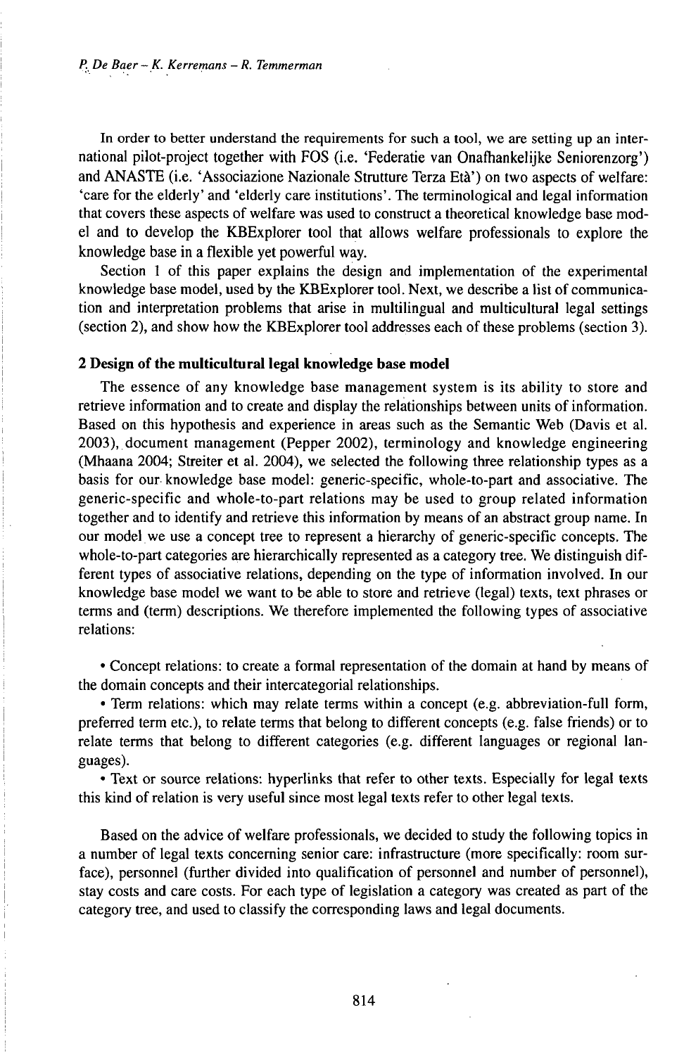In order to better understand the requirements for such a tool, we are setting up an international pilot-project together with FOS (i.e. 'Federatie van Onafhankelijke Seniorenzorg') and ANASTE (i.e. 'Associazione Nazionale Strutture Terza Età') on two aspects of welfare: 'care for the elderly' and 'elderly care institutions'. The terminological and legal information that covers these aspects of welfare was used to construct a theoretical knowledge base model and to develop the KBExplorer tool that allows welfare professionals to explore the knowledge base in a flexible yet powerful way.

Section 1 of this paper explains the design and implementation of the experimental knowledge base model, used by the KBExplorer tool. Next, we describe a list of communication and interpretation problems that arise in multilingual and multicultural legal settings (section 2), and show how the KBExplorer tool addresses each of these problems (section 3).

## 2 Design of the multicultural legal knowledge base model

The essence of any knowledge base management system is its ability to store and retrieve information and to create and display the relationships between units of information. Based on this hypothesis and experience in areas such as the Semantic Web (Davis et al. 2003), document management (Pepper 2002), terminology and knowledge engineering (Mhaana 2004; Streiter et al. 2004), we selected the following three relationship types as a basis for our knowledge base model: generic-specific, whole-to-part and associative. The generic-specific and whole-to-part relations may be used to group related information together and to identify and retrieve this information by means of an abstract group name. In our model we use a concept tree to represent a hierarchy of generic-specific concepts. The whole-to-part categories are hierarchically represented as a category tree. We distinguish different types of associative relations, depending on the type of information involved. In our knowledge base model we want to be able to store and retrieve (legal) texts, text phrases or terms and (term) descriptions. We therefore implemented the following types of associative relations:

- Concept relations: to create a formal representation of the domain at hand by means of the domain concepts and their intercategorial relationships.
- Term relations: which may relate terms within a concept (e.g. abbreviation-full form, preferred term etc.), to relate terms that belong to different concepts (e.g. false friends) or to relate terms that belong to different categories (e.g. different languages or regional languages).
- Text or source relations: hyperlinks that refer to other texts. Especially for legal texts this kind of relation is very useful since most legal texts refer to other legal texts.

Based on the advice of welfare professionals, we decided to study the following topics in a number of legal texts concerning senior care: infrastructure (more specifically: room surface), personnel (further divided into qualification of personnel and number of personnel), stay costs and care costs. For each type of legislation a category was created as part of the category tree, and used to classify the corresponding laws and legal documents.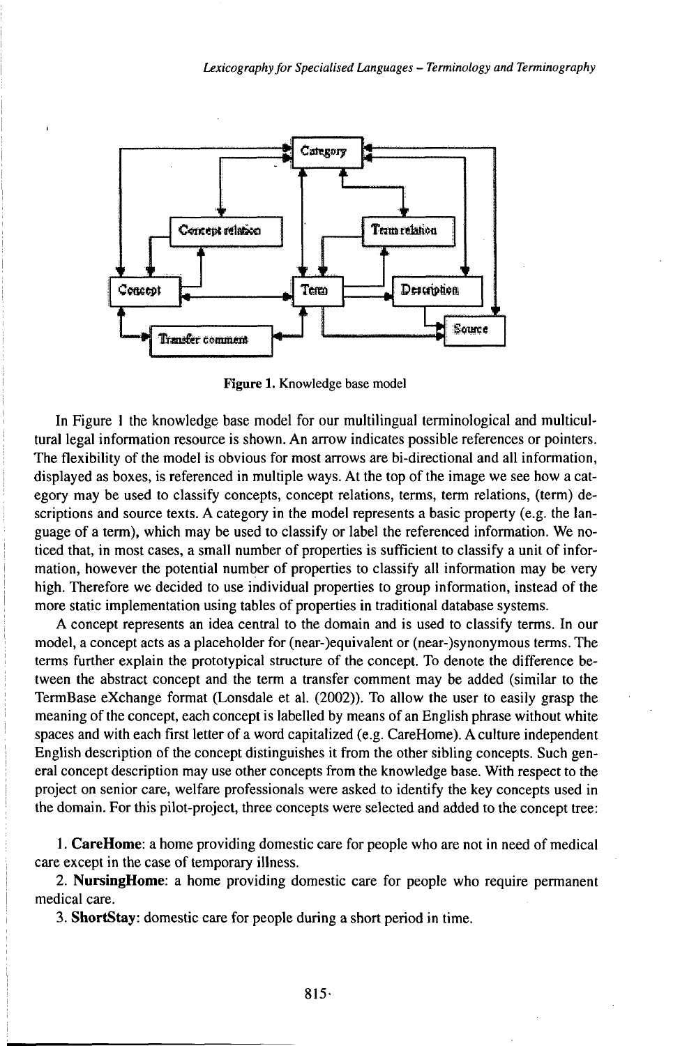Figure 1. Knowledge base model

In Figure 1 the knowledge base model for our multilingual terminological and multicultural legal information resource is shown. An arrow indicates possible references or pointers. The flexibility of the model is obvious for most arrows are bi-directional and all information, displayed as boxes, is referenced in multiple ways. At the top of the image we see how a category may be used to classify concepts, concept relations, terms, term relations, (term) descriptions and source texts. A category in the model represents a basic property (e.g. the language of a term), which may be used to classify or label the referenced information. We noticed that, in most cases, a small number of properties is sufficient to classify a unit of information, however the potential number of properties to classify all information may be very high. Therefore we decided to use individual properties to group information, instead of the more static implementation using tables of properties in traditional database systems.

A concept represents an idea central to the domain and is used to classify terms. In our model, a concept acts as a placeholder for (near-)equivalent or (near-)synonymous terms. The terms further explain the prototypical structure of the concept. To denote the difference between the abstract concept and the term a transfer comment may be added (similar to the TermBase eXchange format (Lonsdale et al. (2002)). To allow the user to easily grasp the meaning of the concept, each concept is labelled by means of an English phrase without white spaces and with each first letter of a word capitalized (e.g. CareHome). A culture independent English description of the concept distinguishes it from the other sibling concepts. Such general concept description may use other concepts from the knowledge base. With respect to the project on senior care, welfare professionals were asked to identify the key concepts used in the domain. For this pilot-project, three concepts were selected and added to the concept tree:

1. **CareHome**: a home providing domestic care for people who are not in need of medical care except in the case of temporary illness.
2. **NursingHome**: a home providing domestic care for people who require permanent medical care.
3. **ShortStay**: domestic care for people during a short period in time.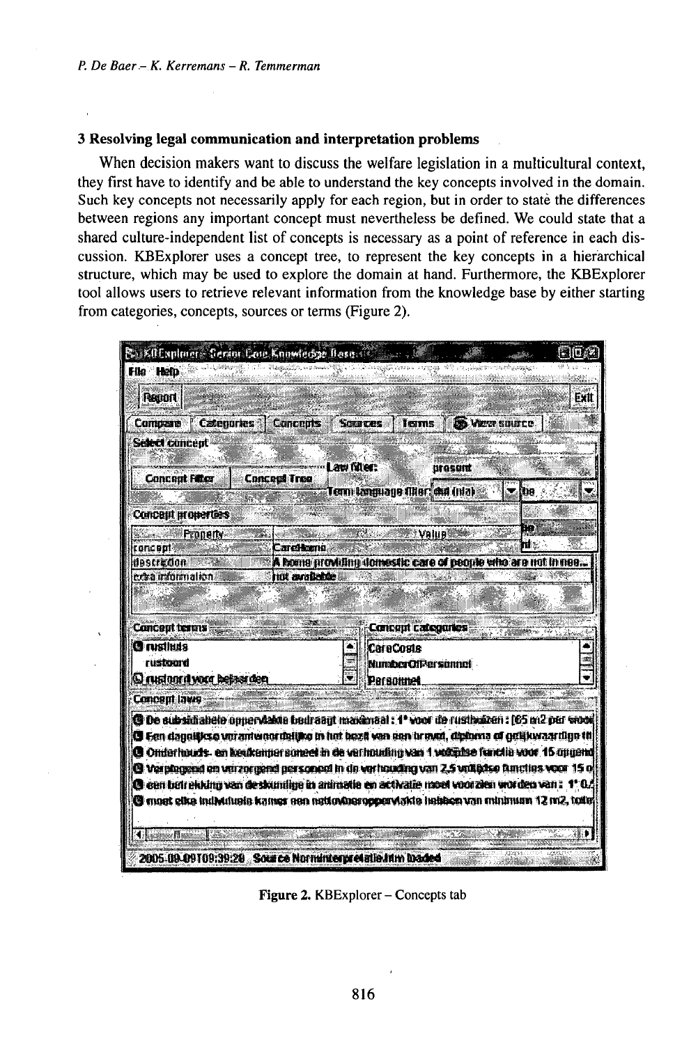## 3 Resolving legal communication and interpretation problems

When decision makers want to discuss the welfare legislation in a multicultural context, they first have to identify and be able to understand the key concepts involved in the domain. Such key concepts not necessarily apply for each region, but in order to state the differences between regions any important concept must nevertheless be defined. We could state that a shared culture-independent list of concepts is necessary as a point of reference in each discussion. KBExplorer uses a concept tree, to represent the key concepts in a hierarchical structure, which may be used to explore the domain at hand. Furthermore, the KBExplorer tool allows users to retrieve relevant information from the knowledge base by either starting from categories, concepts, sources or terms (Figure 2).

Figure 2. KBExplorer – Concepts tab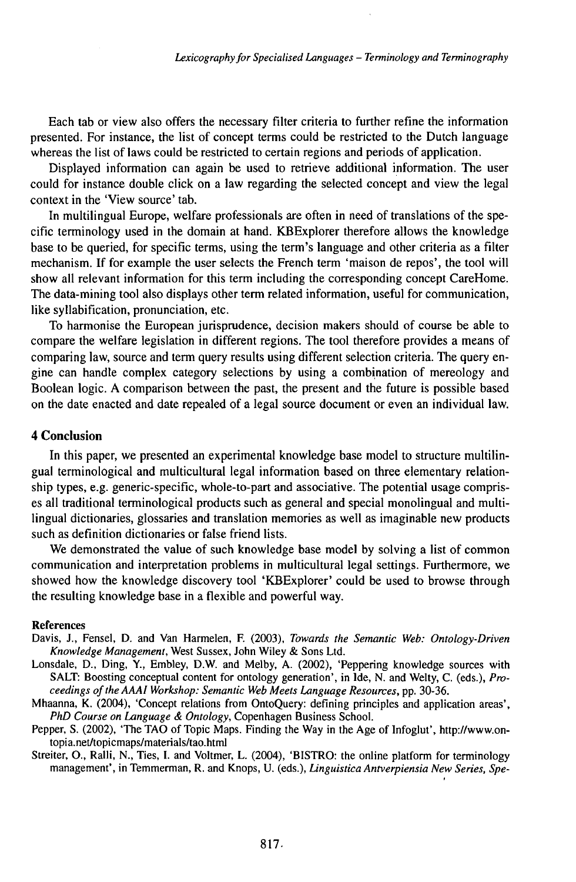Each tab or view also offers the necessary filter criteria to further refine the information presented. For instance, the list of concept terms could be restricted to the Dutch language whereas the list of laws could be restricted to certain regions and periods of application.

Displayed information can again be used to retrieve additional information. The user could for instance double click on a law regarding the selected concept and view the legal context in the 'View source' tab.

In multilingual Europe, welfare professionals are often in need of translations of the specific terminology used in the domain at hand. KBExplorer therefore allows the knowledge base to be queried, for specific terms, using the term's language and other criteria as a filter mechanism. If for example the user selects the French term 'maison de repos', the tool will show all relevant information for this term including the corresponding concept CareHome. The data-mining tool also displays other term related information, useful for communication, like syllabification, pronunciation, etc.

To harmonise the European jurisprudence, decision makers should of course be able to compare the welfare legislation in different regions. The tool therefore provides a means of comparing law, source and term query results using different selection criteria. The query engine can handle complex category selections by using a combination of mereology and Boolean logic. A comparison between the past, the present and the future is possible based on the date enacted and date repealed of a legal source document or even an individual law.

## 4 Conclusion

In this paper, we presented an experimental knowledge base model to structure multilingual terminological and multicultural legal information based on three elementary relationship types, e.g. generic-specific, whole-to-part and associative. The potential usage comprises all traditional terminological products such as general and special monolingual and multilingual dictionaries, glossaries and translation memories as well as imaginable new products such as definition dictionaries or false friend lists.

We demonstrated the value of such knowledge base model by solving a list of common communication and interpretation problems in multicultural legal settings. Furthermore, we showed how the knowledge discovery tool 'KBExplorer' could be used to browse through the resulting knowledge base in a flexible and powerful way.

### References

Davis, J., Fensel, D. and Van Harmelen, F. (2003), *Towards the Semantic Web: Ontology-Driven Knowledge Management*, West Sussex, John Wiley & Sons Ltd.

Lonsdale, D., Ding, Y., Embley, D.W. and Melby, A. (2002), 'Peppering knowledge sources with SALT: Boosting conceptual content for ontology generation', in Ide, N. and Welty, C. (eds.), *Proceedings of the AAAI Workshop: Semantic Web Meets Language Resources*, pp. 30-36.

Mhaanna, K. (2004), 'Concept relations from OntoQuery: defining principles and application areas', *PhD Course on Language & Ontology*, Copenhagen Business School.

Pepper, S. (2002), 'The TAO of Topic Maps. Finding the Way in the Age of Infoglut', http://www.ontopia.net/topicmaps/materials/tao.html

Streiter, O., Ralli, N., Ties, I. and Voltmer, L. (2004), 'BISTRO: the online platform for terminology management', in Temmerman, R. and Knops, U. (eds.), *Linguistica Antverpiensia New Series, Spe-*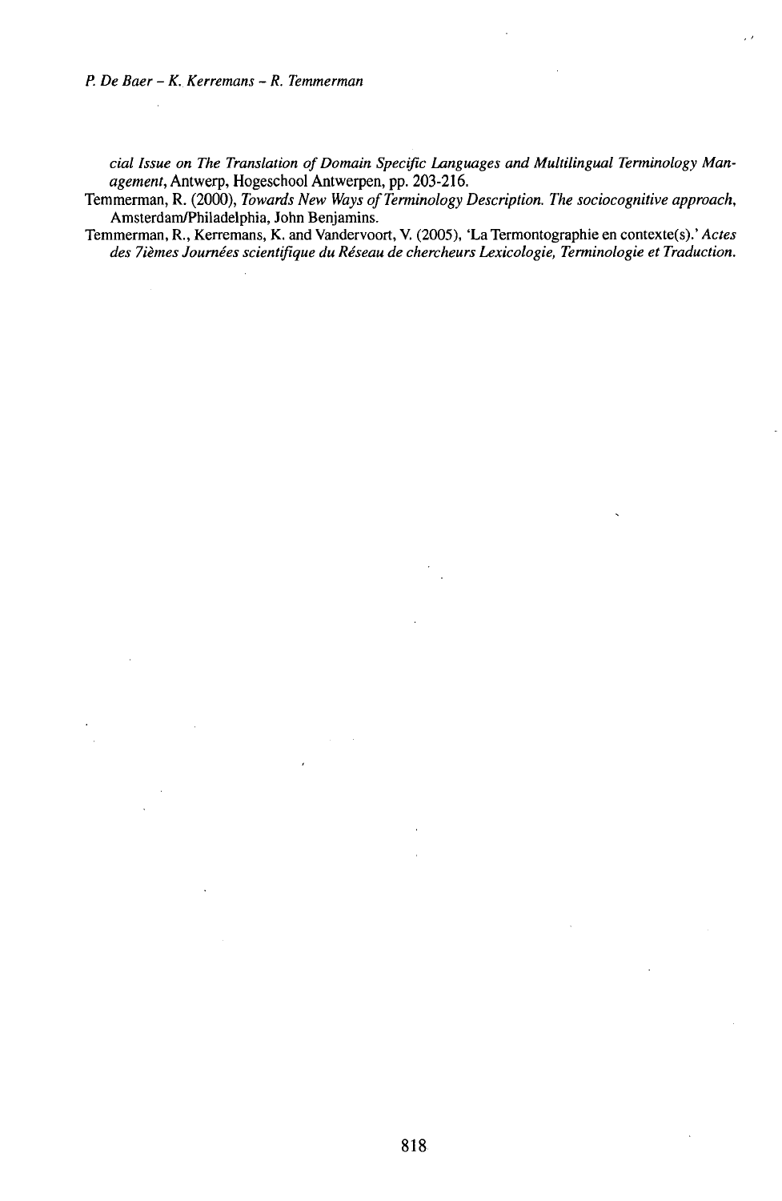*cial Issue on The Translation of Domain Specific Languages and Multilingual Terminology Management*, Antwerp, Hogeschool Antwerpen, pp. 203-216.

Temmerman, R. (2000), *Towards New Ways of Terminology Description. The sociocognitive approach*, Amsterdam/Philadelphia, John Benjamins.

Temmerman, R., Kerremans, K. and Vandervoort, V. (2005), 'La Termontographie en contexte(s).' *Actes des 7ièmes Journées scientifique du Réseau de chercheurs Lexicologie, Terminologie et Traduction.*